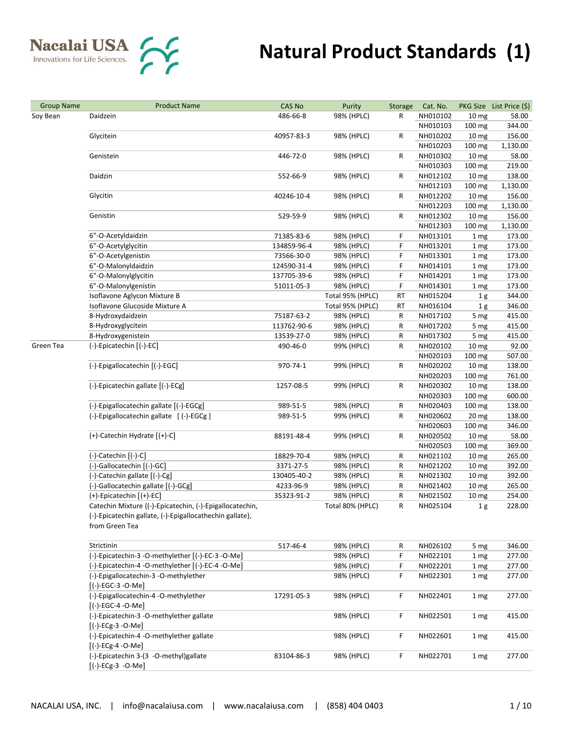# Natural Product Standards (1)

Nacalai USA — Innovations for Life Sciences.

| Group Name | Product Name | CAS No | Purity | Storage | Cat. No. | PKG Size | List Price ($) |
|---|---|---|---|---|---|---|---|
| Soy Bean | Daidzein | 486-66-8 | 98% (HPLC) | R | NH010102 | 10 mg | 58.00 |
| | | | | | NH010103 | 100 mg | 344.00 |
| | Glycitein | 40957-83-3 | 98% (HPLC) | R | NH010202 | 10 mg | 156.00 |
| | | | | | NH010203 | 100 mg | 1,130.00 |
| | Genistein | 446-72-0 | 98% (HPLC) | R | NH010302 | 10 mg | 58.00 |
| | | | | | NH010303 | 100 mg | 219.00 |
| | Daidzin | 552-66-9 | 98% (HPLC) | R | NH012102 | 10 mg | 138.00 |
| | | | | | NH012103 | 100 mg | 1,130.00 |
| | Glycitin | 40246-10-4 | 98% (HPLC) | R | NH012202 | 10 mg | 156.00 |
| | | | | | NH012203 | 100 mg | 1,130.00 |
| | Genistin | 529-59-9 | 98% (HPLC) | R | NH012302 | 10 mg | 156.00 |
| | | | | | NH012303 | 100 mg | 1,130.00 |
| | 6"-O-Acetyldaidzin | 71385-83-6 | 98% (HPLC) | F | NH013101 | 1 mg | 173.00 |
| | 6"-O-Acetylglycitin | 134859-96-4 | 98% (HPLC) | F | NH013201 | 1 mg | 173.00 |
| | 6"-O-Acetylgenistin | 73566-30-0 | 98% (HPLC) | F | NH013301 | 1 mg | 173.00 |
| | 6"-O-Malonyldaidzin | 124590-31-4 | 98% (HPLC) | F | NH014101 | 1 mg | 173.00 |
| | 6"-O-Malonylglycitin | 137705-39-6 | 98% (HPLC) | F | NH014201 | 1 mg | 173.00 |
| | 6"-O-Malonylgenistin | 51011-05-3 | 98% (HPLC) | F | NH014301 | 1 mg | 173.00 |
| | Isoflavone Aglycon Mixture B | | Total 95% (HPLC) | RT | NH015204 | 1 g | 344.00 |
| | Isoflavone Glucoside Mixture A | | Total 95% (HPLC) | RT | NH016104 | 1 g | 346.00 |
| | 8-Hydroxydaidzein | 75187-63-2 | 98% (HPLC) | R | NH017102 | 5 mg | 415.00 |
| | 8-Hydroxyglycitein | 113762-90-6 | 98% (HPLC) | R | NH017202 | 5 mg | 415.00 |
| | 8-Hydroxygenistein | 13539-27-0 | 98% (HPLC) | R | NH017302 | 5 mg | 415.00 |
| Green Tea | (-)-Epicatechin [(-)-EC] | 490-46-0 | 99% (HPLC) | R | NH020102 | 10 mg | 92.00 |
| | | | | | NH020103 | 100 mg | 507.00 |
| | (-)-Epigallocatechin [(-)-EGC] | 970-74-1 | 99% (HPLC) | R | NH020202 | 10 mg | 138.00 |
| | | | | | NH020203 | 100 mg | 761.00 |
| | (-)-Epicatechin gallate [(-)-ECg] | 1257-08-5 | 99% (HPLC) | R | NH020302 | 10 mg | 138.00 |
| | | | | | NH020303 | 100 mg | 600.00 |
| | (-)-Epigallocatechin gallate [(-)-EGCg] | 989-51-5 | 98% (HPLC) | R | NH020403 | 100 mg | 138.00 |
| | (-)-Epigallocatechin gallate [ (-)-EGCg ] | 989-51-5 | 99% (HPLC) | R | NH020602 | 20 mg | 138.00 |
| | | | | | NH020603 | 100 mg | 346.00 |
| | (+)-Catechin Hydrate [(+)-C] | 88191-48-4 | 99% (HPLC) | R | NH020502 | 10 mg | 58.00 |
| | | | | | NH020503 | 100 mg | 369.00 |
| | (-)-Catechin [(-)-C] | 18829-70-4 | 98% (HPLC) | R | NH021102 | 10 mg | 265.00 |
| | (-)-Gallocatechin [(-)-GC] | 3371-27-5 | 98% (HPLC) | R | NH021202 | 10 mg | 392.00 |
| | (-)-Catechin gallate [(-)-Cg] | 130405-40-2 | 98% (HPLC) | R | NH021302 | 10 mg | 392.00 |
| | (-)-Gallocatechin gallate [(-)-GCg] | 4233-96-9 | 98% (HPLC) | R | NH021402 | 10 mg | 265.00 |
| | (+)-Epicatechin [(+)-EC] | 35323-91-2 | 98% (HPLC) | R | NH021502 | 10 mg | 254.00 |
| | Catechin Mixture {(-)-Epicatechin, (-)-Epigallocatechin, (-)-Epicatechin gallate, (-)-Epigallocathechin gallate}, from Green Tea | | Total 80% (HPLC) | R | NH025104 | 1 g | 228.00 |
| | Strictinin | 517-46-4 | 98% (HPLC) | R | NH026102 | 5 mg | 346.00 |
| | (-)-Epicatechin-3 -O-methylether [(-)-EC-3 -O-Me] | | 98% (HPLC) | F | NH022101 | 1 mg | 277.00 |
| | (-)-Epicatechin-4 -O-methylether [(-)-EC-4 -O-Me] | | 98% (HPLC) | F | NH022201 | 1 mg | 277.00 |
| | (-)-Epigallocatechin-3 -O-methylether [(-)-EGC-3 -O-Me] | | 98% (HPLC) | F | NH022301 | 1 mg | 277.00 |
| | (-)-Epigallocatechin-4 -O-methylether [(-)-EGC-4 -O-Me] | 17291-05-3 | 98% (HPLC) | F | NH022401 | 1 mg | 277.00 |
| | (-)-Epicatechin-3 -O-methylether gallate [(-)-ECg-3 -O-Me] | | 98% (HPLC) | F | NH022501 | 1 mg | 415.00 |
| | (-)-Epicatechin-4 -O-methylether gallate [(-)-ECg-4 -O-Me] | | 98% (HPLC) | F | NH022601 | 1 mg | 415.00 |
| | (-)-Epicatechin 3-(3 -O-methyl)gallate [(-)-ECg-3 -O-Me] | 83104-86-3 | 98% (HPLC) | F | NH022701 | 1 mg | 277.00 |

NACALAI USA, INC. | info@nacalaiusa.com | www.nacalaiusa.com | (858) 404 0403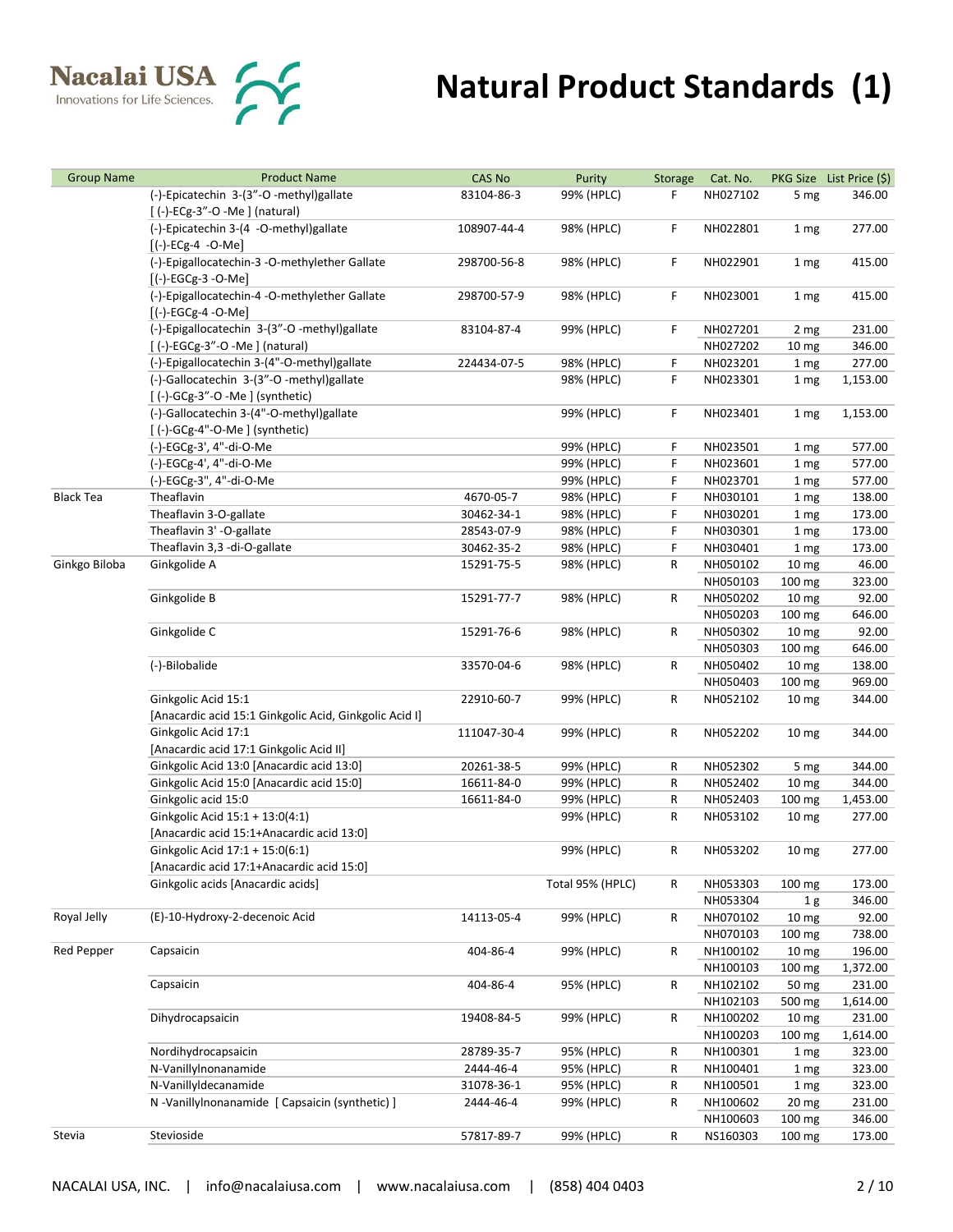# Natural Product Standards (1)

| Group Name | Product Name | CAS No | Purity | Storage | Cat. No. | PKG Size | List Price ($) |
|---|---|---|---|---|---|---|---|
| | (-)-Epicatechin 3-(3"-O -methyl)gallate [ (-)-ECg-3"-O -Me ] (natural) | 83104-86-3 | 99% (HPLC) | F | NH027102 | 5 mg | 346.00 |
| | (-)-Epicatechin 3-(4 -O-methyl)gallate [(-)-ECg-4 -O-Me] | 108907-44-4 | 98% (HPLC) | F | NH022801 | 1 mg | 277.00 |
| | (-)-Epigallocatechin-3 -O-methylether Gallate [(-)-EGCg-3 -O-Me] | 298700-56-8 | 98% (HPLC) | F | NH022901 | 1 mg | 415.00 |
| | (-)-Epigallocatechin-4 -O-methylether Gallate [(-)-EGCg-4 -O-Me] | 298700-57-9 | 98% (HPLC) | F | NH023001 | 1 mg | 415.00 |
| | (-)-Epigallocatechin 3-(3"-O -methyl)gallate [ (-)-EGCg-3"-O -Me ] (natural) | 83104-87-4 | 99% (HPLC) | F | NH027201 | 2 mg | 231.00 |
| | | | | | NH027202 | 10 mg | 346.00 |
| | (-)-Epigallocatechin 3-(4"-O-methyl)gallate | 224434-07-5 | 98% (HPLC) | F | NH023201 | 1 mg | 277.00 |
| | (-)-Gallocatechin 3-(3"-O -methyl)gallate [ (-)-GCg-3"-O -Me ] (synthetic) | | 98% (HPLC) | F | NH023301 | 1 mg | 1,153.00 |
| | (-)-Gallocatechin 3-(4"-O-methyl)gallate [ (-)-GCg-4"-O-Me ] (synthetic) | | 99% (HPLC) | F | NH023401 | 1 mg | 1,153.00 |
| | (-)-EGCg-3', 4"-di-O-Me | | 99% (HPLC) | F | NH023501 | 1 mg | 577.00 |
| | (-)-EGCg-4', 4"-di-O-Me | | 99% (HPLC) | F | NH023601 | 1 mg | 577.00 |
| | (-)-EGCg-3", 4"-di-O-Me | | 99% (HPLC) | F | NH023701 | 1 mg | 577.00 |
| Black Tea | Theaflavin | 4670-05-7 | 98% (HPLC) | F | NH030101 | 1 mg | 138.00 |
| | Theaflavin 3-O-gallate | 30462-34-1 | 98% (HPLC) | F | NH030201 | 1 mg | 173.00 |
| | Theaflavin 3' -O-gallate | 28543-07-9 | 98% (HPLC) | F | NH030301 | 1 mg | 173.00 |
| | Theaflavin 3,3 -di-O-gallate | 30462-35-2 | 98% (HPLC) | F | NH030401 | 1 mg | 173.00 |
| Ginkgo Biloba | Ginkgolide A | 15291-75-5 | 98% (HPLC) | R | NH050102 | 10 mg | 46.00 |
| | | | | | NH050103 | 100 mg | 323.00 |
| | Ginkgolide B | 15291-77-7 | 98% (HPLC) | R | NH050202 | 10 mg | 92.00 |
| | | | | | NH050203 | 100 mg | 646.00 |
| | Ginkgolide C | 15291-76-6 | 98% (HPLC) | R | NH050302 | 10 mg | 92.00 |
| | | | | | NH050303 | 100 mg | 646.00 |
| | (-)-Bilobalide | 33570-04-6 | 98% (HPLC) | R | NH050402 | 10 mg | 138.00 |
| | | | | | NH050403 | 100 mg | 969.00 |
| | Ginkgolic Acid 15:1 [Anacardic acid 15:1 Ginkgolic Acid, Ginkgolic Acid I] | 22910-60-7 | 99% (HPLC) | R | NH052102 | 10 mg | 344.00 |
| | Ginkgolic Acid 17:1 [Anacardic acid 17:1 Ginkgolic Acid II] | 111047-30-4 | 99% (HPLC) | R | NH052202 | 10 mg | 344.00 |
| | Ginkgolic Acid 13:0 [Anacardic acid 13:0] | 20261-38-5 | 99% (HPLC) | R | NH052302 | 5 mg | 344.00 |
| | Ginkgolic Acid 15:0 [Anacardic acid 15:0] | 16611-84-0 | 99% (HPLC) | R | NH052402 | 10 mg | 344.00 |
| | Ginkgolic acid 15:0 | 16611-84-0 | 99% (HPLC) | R | NH052403 | 100 mg | 1,453.00 |
| | Ginkgolic Acid 15:1 + 13:0(4:1) [Anacardic acid 15:1+Anacardic acid 13:0] | | 99% (HPLC) | R | NH053102 | 10 mg | 277.00 |
| | Ginkgolic Acid 17:1 + 15:0(6:1) [Anacardic acid 17:1+Anacardic acid 15:0] | | 99% (HPLC) | R | NH053202 | 10 mg | 277.00 |
| | Ginkgolic acids [Anacardic acids] | | Total 95% (HPLC) | R | NH053303 | 100 mg | 173.00 |
| | | | | | NH053304 | 1 g | 346.00 |
| Royal Jelly | (E)-10-Hydroxy-2-decenoic Acid | 14113-05-4 | 99% (HPLC) | R | NH070102 | 10 mg | 92.00 |
| | | | | | NH070103 | 100 mg | 738.00 |
| Red Pepper | Capsaicin | 404-86-4 | 99% (HPLC) | R | NH100102 | 10 mg | 196.00 |
| | | | | | NH100103 | 100 mg | 1,372.00 |
| | Capsaicin | 404-86-4 | 95% (HPLC) | R | NH102102 | 50 mg | 231.00 |
| | | | | | NH102103 | 500 mg | 1,614.00 |
| | Dihydrocapsaicin | 19408-84-5 | 99% (HPLC) | R | NH100202 | 10 mg | 231.00 |
| | | | | | NH100203 | 100 mg | 1,614.00 |
| | Nordihydrocapsaicin | 28789-35-7 | 95% (HPLC) | R | NH100301 | 1 mg | 323.00 |
| | N-Vanillylnonanamide | 2444-46-4 | 95% (HPLC) | R | NH100401 | 1 mg | 323.00 |
| | N-Vanillyldecanamide | 31078-36-1 | 95% (HPLC) | R | NH100501 | 1 mg | 323.00 |
| | N -Vanillylnonanamide [ Capsaicin (synthetic) ] | 2444-46-4 | 99% (HPLC) | R | NH100602 | 20 mg | 231.00 |
| | | | | | NH100603 | 100 mg | 346.00 |
| Stevia | Stevioside | 57817-89-7 | 99% (HPLC) | R | NS160303 | 100 mg | 173.00 |

NACALAI USA, INC. | info@nacalaiusa.com | www.nacalaiusa.com | (858) 404 0403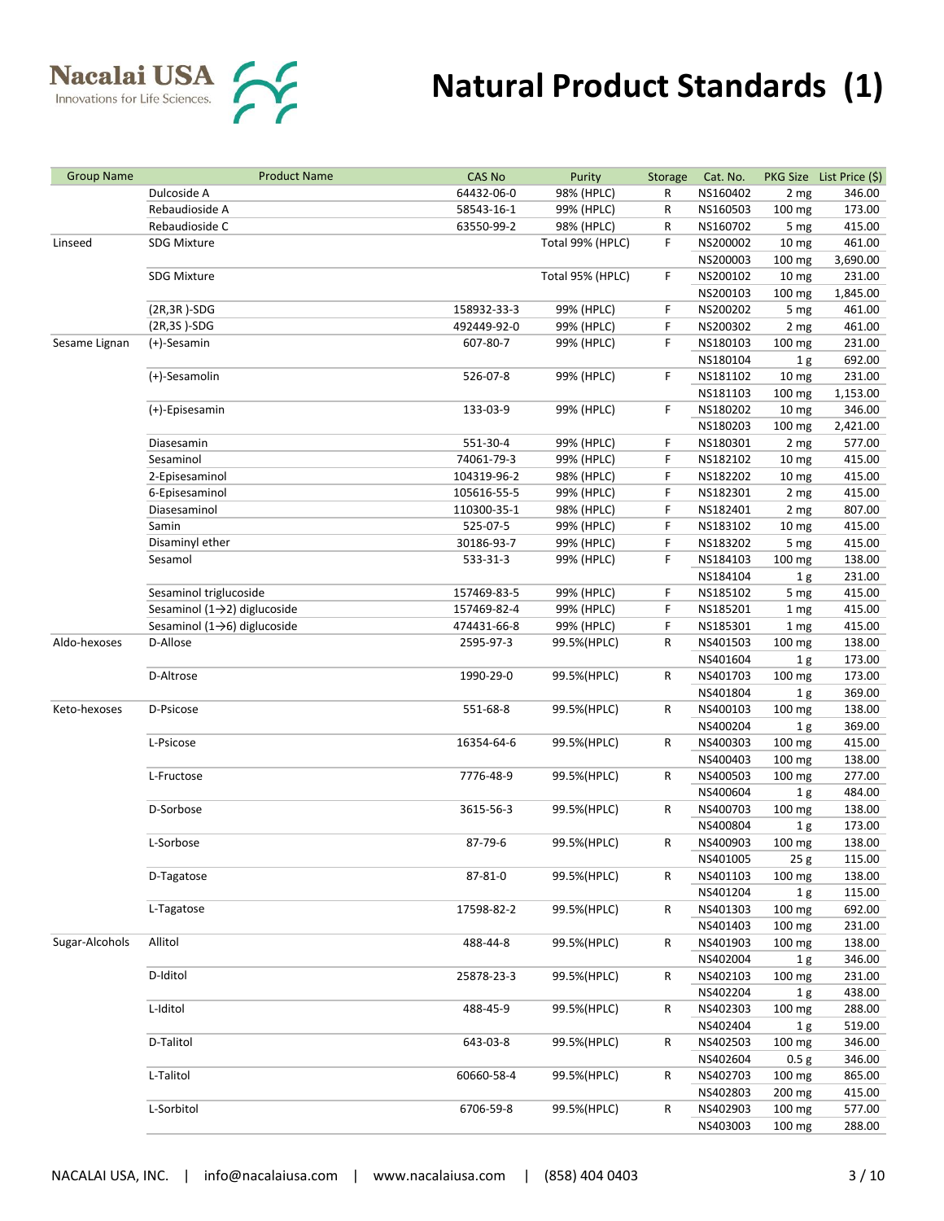# Natural Product Standards (1)

| Group Name | Product Name | CAS No | Purity | Storage | Cat. No. | PKG Size | List Price ($) |
|---|---|---|---|---|---|---|---|
| | Dulcoside A | 64432-06-0 | 98% (HPLC) | R | NS160402 | 2 mg | 346.00 |
| | Rebaudioside A | 58543-16-1 | 99% (HPLC) | R | NS160503 | 100 mg | 173.00 |
| | Rebaudioside C | 63550-99-2 | 98% (HPLC) | R | NS160702 | 5 mg | 415.00 |
| Linseed | SDG Mixture | | Total 99% (HPLC) | F | NS200002 | 10 mg | 461.00 |
| | | | | | NS200003 | 100 mg | 3,690.00 |
| | SDG Mixture | | Total 95% (HPLC) | F | NS200102 | 10 mg | 231.00 |
| | | | | | NS200103 | 100 mg | 1,845.00 |
| | (2R,3R )-SDG | 158932-33-3 | 99% (HPLC) | F | NS200202 | 5 mg | 461.00 |
| | (2R,3S )-SDG | 492449-92-0 | 99% (HPLC) | F | NS200302 | 2 mg | 461.00 |
| Sesame Lignan | (+)-Sesamin | 607-80-7 | 99% (HPLC) | F | NS180103 | 100 mg | 231.00 |
| | | | | | NS180104 | 1 g | 692.00 |
| | (+)-Sesamolin | 526-07-8 | 99% (HPLC) | F | NS181102 | 10 mg | 231.00 |
| | | | | | NS181103 | 100 mg | 1,153.00 |
| | (+)-Episesamin | 133-03-9 | 99% (HPLC) | F | NS180202 | 10 mg | 346.00 |
| | | | | | NS180203 | 100 mg | 2,421.00 |
| | Diasesamin | 551-30-4 | 99% (HPLC) | F | NS180301 | 2 mg | 577.00 |
| | Sesaminol | 74061-79-3 | 99% (HPLC) | F | NS182102 | 10 mg | 415.00 |
| | 2-Episesaminol | 104319-96-2 | 98% (HPLC) | F | NS182202 | 10 mg | 415.00 |
| | 6-Episesaminol | 105616-55-5 | 99% (HPLC) | F | NS182301 | 2 mg | 415.00 |
| | Diasesaminol | 110300-35-1 | 98% (HPLC) | F | NS182401 | 2 mg | 807.00 |
| | Samin | 525-07-5 | 99% (HPLC) | F | NS183102 | 10 mg | 415.00 |
| | Disaminyl ether | 30186-93-7 | 99% (HPLC) | F | NS183202 | 5 mg | 415.00 |
| | Sesamol | 533-31-3 | 99% (HPLC) | F | NS184103 | 100 mg | 138.00 |
| | | | | | NS184104 | 1 g | 231.00 |
| | Sesaminol triglucoside | 157469-83-5 | 99% (HPLC) | F | NS185102 | 5 mg | 415.00 |
| | Sesaminol (1→2) diglucoside | 157469-82-4 | 99% (HPLC) | F | NS185201 | 1 mg | 415.00 |
| | Sesaminol (1→6) diglucoside | 474431-66-8 | 99% (HPLC) | F | NS185301 | 1 mg | 415.00 |
| Aldo-hexoses | D-Allose | 2595-97-3 | 99.5%(HPLC) | R | NS401503 | 100 mg | 138.00 |
| | | | | | NS401604 | 1 g | 173.00 |
| | D-Altrose | 1990-29-0 | 99.5%(HPLC) | R | NS401703 | 100 mg | 173.00 |
| | | | | | NS401804 | 1 g | 369.00 |
| Keto-hexoses | D-Psicose | 551-68-8 | 99.5%(HPLC) | R | NS400103 | 100 mg | 138.00 |
| | | | | | NS400204 | 1 g | 369.00 |
| | L-Psicose | 16354-64-6 | 99.5%(HPLC) | R | NS400303 | 100 mg | 415.00 |
| | | | | | NS400403 | 100 mg | 138.00 |
| | L-Fructose | 7776-48-9 | 99.5%(HPLC) | R | NS400503 | 100 mg | 277.00 |
| | | | | | NS400604 | 1 g | 484.00 |
| | D-Sorbose | 3615-56-3 | 99.5%(HPLC) | R | NS400703 | 100 mg | 138.00 |
| | | | | | NS400804 | 1 g | 173.00 |
| | L-Sorbose | 87-79-6 | 99.5%(HPLC) | R | NS400903 | 100 mg | 138.00 |
| | | | | | NS401005 | 25 g | 115.00 |
| | D-Tagatose | 87-81-0 | 99.5%(HPLC) | R | NS401103 | 100 mg | 138.00 |
| | | | | | NS401204 | 1 g | 115.00 |
| | L-Tagatose | 17598-82-2 | 99.5%(HPLC) | R | NS401303 | 100 mg | 692.00 |
| | | | | | NS401403 | 100 mg | 231.00 |
| Sugar-Alcohols | Allitol | 488-44-8 | 99.5%(HPLC) | R | NS401903 | 100 mg | 138.00 |
| | | | | | NS402004 | 1 g | 346.00 |
| | D-Iditol | 25878-23-3 | 99.5%(HPLC) | R | NS402103 | 100 mg | 231.00 |
| | | | | | NS402204 | 1 g | 438.00 |
| | L-Iditol | 488-45-9 | 99.5%(HPLC) | R | NS402303 | 100 mg | 288.00 |
| | | | | | NS402404 | 1 g | 519.00 |
| | D-Talitol | 643-03-8 | 99.5%(HPLC) | R | NS402503 | 100 mg | 346.00 |
| | | | | | NS402604 | 0.5 g | 346.00 |
| | L-Talitol | 60660-58-4 | 99.5%(HPLC) | R | NS402703 | 100 mg | 865.00 |
| | | | | | NS402803 | 200 mg | 415.00 |
| | L-Sorbitol | 6706-59-8 | 99.5%(HPLC) | R | NS402903 | 100 mg | 577.00 |
| | | | | | NS403003 | 100 mg | 288.00 |

NACALAI USA, INC. | info@nacalaiusa.com | www.nacalaiusa.com | (858) 404 0403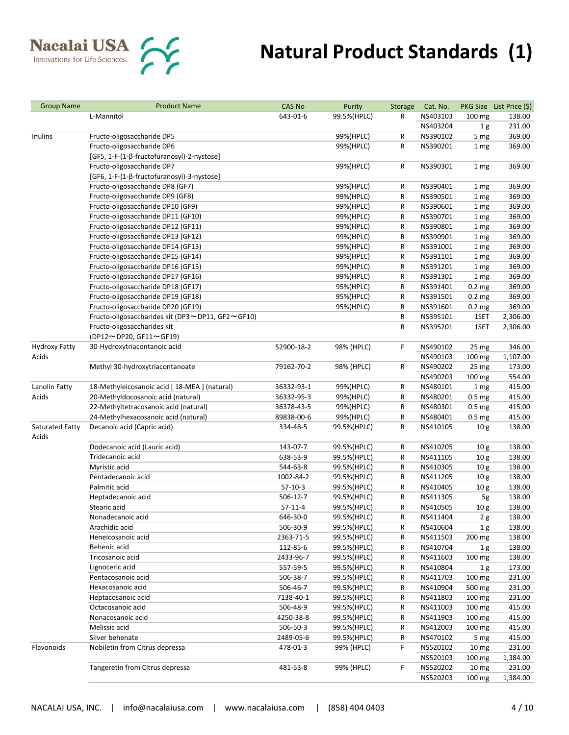# Natural Product Standards (1)

| Group Name | Product Name | CAS No | Purity | Storage | Cat. No. | PKG Size | List Price ($) |
|---|---|---|---|---|---|---|---|
| | L-Mannitol | 643-01-6 | 99.5%(HPLC) | R | NS403103 | 100 mg | 138.00 |
| | | | | | NS403204 | 1 g | 231.00 |
| Inulins | Fructo-oligosaccharide DP5 | | 99%(HPLC) | R | NS390102 | 5 mg | 369.00 |
| | Fructo-oligosaccharide DP6 [GF5, 1-F-(1-β-fructofuranosyl)-2-nystose] | | 99%(HPLC) | R | NS390201 | 1 mg | 369.00 |
| | Fructo-oligosaccharide DP7 [GF6, 1-F-(1-β-fructofuranosyl)-3-nystose] | | 99%(HPLC) | R | NS390301 | 1 mg | 369.00 |
| | Fructo-oligosaccharide DP8 (GF7) | | 99%(HPLC) | R | NS390401 | 1 mg | 369.00 |
| | Fructo-oligosaccharide DP9 (GF8) | | 99%(HPLC) | R | NS390501 | 1 mg | 369.00 |
| | Fructo-oligosaccharide DP10 (GF9) | | 99%(HPLC) | R | NS390601 | 1 mg | 369.00 |
| | Fructo-oligosaccharide DP11 (GF10) | | 99%(HPLC) | R | NS390701 | 1 mg | 369.00 |
| | Fructo-oligosaccharide DP12 (GF11) | | 99%(HPLC) | R | NS390801 | 1 mg | 369.00 |
| | Fructo-oligosaccharide DP13 (GF12) | | 99%(HPLC) | R | NS390901 | 1 mg | 369.00 |
| | Fructo-oligosaccharide DP14 (GF13) | | 99%(HPLC) | R | NS391001 | 1 mg | 369.00 |
| | Fructo-oligosaccharide DP15 (GF14) | | 99%(HPLC) | R | NS391101 | 1 mg | 369.00 |
| | Fructo-oligosaccharide DP16 (GF15) | | 99%(HPLC) | R | NS391201 | 1 mg | 369.00 |
| | Fructo-oligosaccharide DP17 (GF16) | | 99%(HPLC) | R | NS391301 | 1 mg | 369.00 |
| | Fructo-oligosaccharide DP18 (GF17) | | 95%(HPLC) | R | NS391401 | 0.2 mg | 369.00 |
| | Fructo-oligosaccharide DP19 (GF18) | | 95%(HPLC) | R | NS391501 | 0.2 mg | 369.00 |
| | Fructo-oligosaccharide DP20 (GF19) | | 95%(HPLC) | R | NS391601 | 0.2 mg | 369.00 |
| | Fructo-oligosaccharides kit (DP3〜DP11, GF2〜GF10) | | | R | NS395101 | 1SET | 2,306.00 |
| | Fructo-oligosaccharides kit (DP12〜DP20, GF11〜GF19) | | | R | NS395201 | 1SET | 2,306.00 |
| Hydroxy Fatty Acids | 30-Hydroxytriacontanoic acid | 52900-18-2 | 98% (HPLC) | F | NS490102 | 25 mg | 346.00 |
| | | | | | NS490103 | 100 mg | 1,107.00 |
| | Methyl 30-hydroxytriacontanoate | 79162-70-2 | 98% (HPLC) | R | NS490202 | 25 mg | 173.00 |
| | | | | | NS490203 | 100 mg | 554.00 |
| Lanolin Fatty Acids | 18-Methyleicosanoic acid [ 18-MEA ] (natural) | 36332-93-1 | 99%(HPLC) | R | NS480101 | 1 mg | 415.00 |
| | 20-Methyldocosanoic acid (natural) | 36332-95-3 | 99%(HPLC) | R | NS480201 | 0.5 mg | 415.00 |
| | 22-Methyltetracosanoic acid (natural) | 36378-43-5 | 99%(HPLC) | R | NS480301 | 0.5 mg | 415.00 |
| | 24-Methylhexacosanoic acid (natural) | 89838-00-6 | 99%(HPLC) | R | NS480401 | 0.5 mg | 415.00 |
| Saturated Fatty Acids | Decanoic acid (Capric acid) | 334-48-5 | 99.5%(HPLC) | R | NS410105 | 10 g | 138.00 |
| | Dodecanoic acid (Lauric acid) | 143-07-7 | 99.5%(HPLC) | R | NS410205 | 10 g | 138.00 |
| | Tridecanoic acid | 638-53-9 | 99.5%(HPLC) | R | NS411105 | 10 g | 138.00 |
| | Myristic acid | 544-63-8 | 99.5%(HPLC) | R | NS410305 | 10 g | 138.00 |
| | Pentadecanoic acid | 1002-84-2 | 99.5%(HPLC) | R | NS411205 | 10 g | 138.00 |
| | Palmitic acid | 57-10-3 | 99.5%(HPLC) | R | NS410405 | 10 g | 138.00 |
| | Heptadecanoic acid | 506-12-7 | 99.5%(HPLC) | R | NS411305 | 5g | 138.00 |
| | Stearic acid | 57-11-4 | 99.5%(HPLC) | R | NS410505 | 10 g | 138.00 |
| | Nonadecanoic acid | 646-30-0 | 99.5%(HPLC) | R | NS411404 | 2 g | 138.00 |
| | Arachidic acid | 506-30-9 | 99.5%(HPLC) | R | NS410604 | 1 g | 138.00 |
| | Heneicosanoic acid | 2363-71-5 | 99.5%(HPLC) | R | NS411503 | 200 mg | 138.00 |
| | Behenic acid | 112-85-6 | 99.5%(HPLC) | R | NS410704 | 1 g | 138.00 |
| | Tricosanoic acid | 2433-96-7 | 99.5%(HPLC) | R | NS411603 | 100 mg | 138.00 |
| | Lignoceric acid | 557-59-5 | 99.5%(HPLC) | R | NS410804 | 1 g | 173.00 |
| | Pentacosanoic acid | 506-38-7 | 99.5%(HPLC) | R | NS411703 | 100 mg | 231.00 |
| | Hexacosanoic acid | 506-46-7 | 99.5%(HPLC) | R | NS410904 | 500 mg | 231.00 |
| | Heptacosanoic acid | 7138-40-1 | 99.5%(HPLC) | R | NS411803 | 100 mg | 231.00 |
| | Octacosanoic acid | 506-48-9 | 99.5%(HPLC) | R | NS411003 | 100 mg | 415.00 |
| | Nonacosanoic acid | 4250-38-8 | 99.5%(HPLC) | R | NS411903 | 100 mg | 415.00 |
| | Melissic acid | 506-50-3 | 99.5%(HPLC) | R | NS412003 | 100 mg | 415.00 |
| | Silver behenate | 2489-05-6 | 99.5%(HPLC) | R | NS470102 | 5 mg | 415.00 |
| Flavonoids | Nobiletin from Citrus depressa | 478-01-3 | 99% (HPLC) | F | NS520102 | 10 mg | 231.00 |
| | | | | | NS520103 | 100 mg | 1,384.00 |
| | Tangeretin from Citrus depressa | 481-53-8 | 99% (HPLC) | F | NS520202 | 10 mg | 231.00 |
| | | | | | NS520203 | 100 mg | 1,384.00 |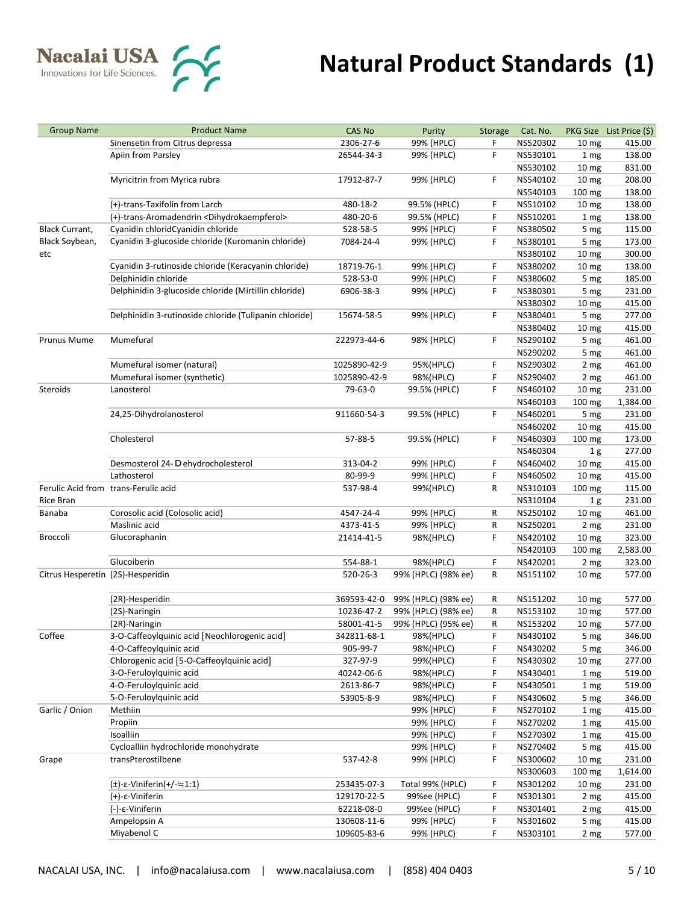# Natural Product Standards (1)

| Group Name | Product Name | CAS No | Purity | Storage | Cat. No. | PKG Size | List Price ($) |
|---|---|---|---|---|---|---|---|
| | Sinensetin from Citrus depressa | 2306-27-6 | 99% (HPLC) | F | NS520302 | 10 mg | 415.00 |
| | Apiin from Parsley | 26544-34-3 | 99% (HPLC) | F | NS530101 | 1 mg | 138.00 |
| | | | | | NS530102 | 10 mg | 831.00 |
| | Myricitrin from Myrica rubra | 17912-87-7 | 99% (HPLC) | F | NS540102 | 10 mg | 208.00 |
| | | | | | NS540103 | 100 mg | 138.00 |
| | (+)-trans-Taxifolin from Larch | 480-18-2 | 99.5% (HPLC) | F | NS510102 | 10 mg | 138.00 |
| | (+)-trans-Aromadendrin <Dihydrokaempferol> | 480-20-6 | 99.5% (HPLC) | F | NS510201 | 1 mg | 138.00 |
| Black Currant, Black Soybean, etc | Cyanidin chloridCyanidin chloride | 528-58-5 | 99% (HPLC) | F | NS380502 | 5 mg | 115.00 |
| | Cyanidin 3-glucoside chloride (Kuromanin chloride) | 7084-24-4 | 99% (HPLC) | F | NS380101 | 5 mg | 173.00 |
| | | | | | NS380102 | 10 mg | 300.00 |
| | Cyanidin 3-rutinoside chloride (Keracyanin chloride) | 18719-76-1 | 99% (HPLC) | F | NS380202 | 10 mg | 138.00 |
| | Delphinidin chloride | 528-53-0 | 99% (HPLC) | F | NS380602 | 5 mg | 185.00 |
| | Delphinidin 3-glucoside chloride (Mirtillin chloride) | 6906-38-3 | 99% (HPLC) | F | NS380301 | 5 mg | 231.00 |
| | | | | | NS380302 | 10 mg | 415.00 |
| | Delphinidin 3-rutinoside chloride (Tulipanin chloride) | 15674-58-5 | 99% (HPLC) | F | NS380401 | 5 mg | 277.00 |
| | | | | | NS380402 | 10 mg | 415.00 |
| Prunus Mume | Mumefural | 222973-44-6 | 98% (HPLC) | F | NS290102 | 5 mg | 461.00 |
| | | | | | NS290202 | 5 mg | 461.00 |
| | Mumefural isomer (natural) | 1025890-42-9 | 95%(HPLC) | F | NS290302 | 2 mg | 461.00 |
| | Mumefural isomer (synthetic) | 1025890-42-9 | 98%(HPLC) | F | NS290402 | 2 mg | 461.00 |
| Steroids | Lanosterol | 79-63-0 | 99.5% (HPLC) | F | NS460102 | 10 mg | 231.00 |
| | | | | | NS460103 | 100 mg | 1,384.00 |
| | 24,25-Dihydrolanosterol | 911660-54-3 | 99.5% (HPLC) | F | NS460201 | 5 mg | 231.00 |
| | | | | | NS460202 | 10 mg | 415.00 |
| | Cholesterol | 57-88-5 | 99.5% (HPLC) | F | NS460303 | 100 mg | 173.00 |
| | | | | | NS460304 | 1 g | 277.00 |
| | Desmosterol 24- Dehydrocholesterol | 313-04-2 | 99% (HPLC) | F | NS460402 | 10 mg | 415.00 |
| | Lathosterol | 80-99-9 | 99% (HPLC) | F | NS460502 | 10 mg | 415.00 |
| Ferulic Acid from Rice Bran | trans-Ferulic acid | 537-98-4 | 99%(HPLC) | R | NS310103 | 100 mg | 115.00 |
| | | | | | NS310104 | 1 g | 231.00 |
| Banaba | Corosolic acid (Colosolic acid) | 4547-24-4 | 99% (HPLC) | R | NS250102 | 10 mg | 461.00 |
| | Maslinic acid | 4373-41-5 | 99% (HPLC) | R | NS250201 | 2 mg | 231.00 |
| Broccoli | Glucoraphanin | 21414-41-5 | 98%(HPLC) | F | NS420102 | 10 mg | 323.00 |
| | | | | | NS420103 | 100 mg | 2,583.00 |
| | Glucoiberin | 554-88-1 | 98%(HPLC) | F | NS420201 | 2 mg | 323.00 |
| Citrus Hesperetin | (2S)-Hesperidin | 520-26-3 | 99% (HPLC) (98% ee) | R | NS151102 | 10 mg | 577.00 |
| | (2R)-Hesperidin | 369593-42-0 | 99% (HPLC) (98% ee) | R | NS151202 | 10 mg | 577.00 |
| | (2S)-Naringin | 10236-47-2 | 99% (HPLC) (98% ee) | R | NS153102 | 10 mg | 577.00 |
| | (2R)-Naringin | 58001-41-5 | 99% (HPLC) (95% ee) | R | NS153202 | 10 mg | 577.00 |
| Coffee | 3-O-Caffeoylquinic acid [Neochlorogenic acid] | 342811-68-1 | 98%(HPLC) | F | NS430102 | 5 mg | 346.00 |
| | 4-O-Caffeoylquinic acid | 905-99-7 | 98%(HPLC) | F | NS430202 | 5 mg | 346.00 |
| | Chlorogenic acid [5-O-Caffeoylquinic acid] | 327-97-9 | 99%(HPLC) | F | NS430302 | 10 mg | 277.00 |
| | 3-O-Feruloylquinic acid | 40242-06-6 | 98%(HPLC) | F | NS430401 | 1 mg | 519.00 |
| | 4-O-Feruloylquinic acid | 2613-86-7 | 98%(HPLC) | F | NS430501 | 1 mg | 519.00 |
| | 5-O-Feruloylquinic acid | 53905-8-9 | 98%(HPLC) | F | NS430602 | 5 mg | 346.00 |
| Garlic / Onion | Methiin | | 99% (HPLC) | F | NS270102 | 1 mg | 415.00 |
| | Propiin | | 99% (HPLC) | F | NS270202 | 1 mg | 415.00 |
| | Isoalliin | | 99% (HPLC) | F | NS270302 | 1 mg | 415.00 |
| | Cycloalliin hydrochloride monohydrate | | 99% (HPLC) | F | NS270402 | 5 mg | 415.00 |
| Grape | transPterostilbene | 537-42-8 | 99% (HPLC) | F | NS300602 | 10 mg | 231.00 |
| | | | | | NS300603 | 100 mg | 1,614.00 |
| | (±)-ε-Viniferin(+/-≒1:1) | 253435-07-3 | Total 99% (HPLC) | F | NS301202 | 10 mg | 231.00 |
| | (+)-ε-Viniferin | 129170-22-5 | 99%ee (HPLC) | F | NS301301 | 2 mg | 415.00 |
| | (-)-ε-Viniferin | 62218-08-0 | 99%ee (HPLC) | F | NS301401 | 2 mg | 415.00 |
| | Ampelopsin A | 130608-11-6 | 99% (HPLC) | F | NS301602 | 5 mg | 415.00 |
| | Miyabenol C | 109605-83-6 | 99% (HPLC) | F | NS303101 | 2 mg | 577.00 |

NACALAI USA, INC. | info@nacalaiusa.com | www.nacalaiusa.com | (858) 404 0403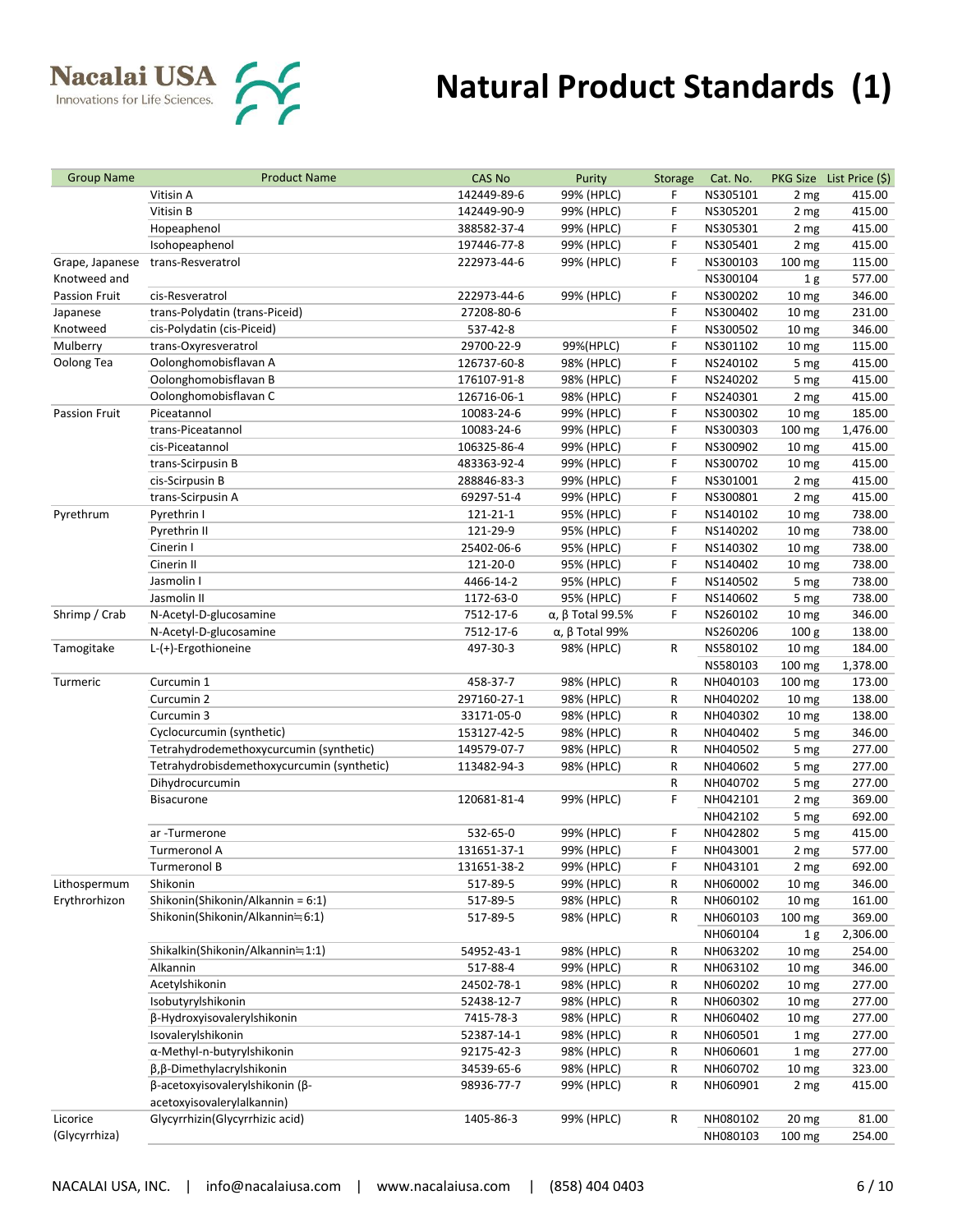# Natural Product Standards (1)

| Group Name | Product Name | CAS No | Purity | Storage | Cat. No. | PKG Size | List Price ($) |
|---|---|---|---|---|---|---|---|
| | Vitisin A | 142449-89-6 | 99% (HPLC) | F | NS305101 | 2 mg | 415.00 |
| | Vitisin B | 142449-90-9 | 99% (HPLC) | F | NS305201 | 2 mg | 415.00 |
| | Hopeaphenol | 388582-37-4 | 99% (HPLC) | F | NS305301 | 2 mg | 415.00 |
| | Isohopeaphenol | 197446-77-8 | 99% (HPLC) | F | NS305401 | 2 mg | 415.00 |
| Grape, Japanese Knotweed and Passion Fruit | trans-Resveratrol | 222973-44-6 | 99% (HPLC) | F | NS300103 | 100 mg | 115.00 |
| | | | | | NS300104 | 1 g | 577.00 |
| | cis-Resveratrol | 222973-44-6 | 99% (HPLC) | F | NS300202 | 10 mg | 346.00 |
| Japanese Knotweed | trans-Polydatin (trans-Piceid) | 27208-80-6 | | F | NS300402 | 10 mg | 231.00 |
| | cis-Polydatin (cis-Piceid) | 537-42-8 | | F | NS300502 | 10 mg | 346.00 |
| Mulberry | trans-Oxyresveratrol | 29700-22-9 | 99%(HPLC) | F | NS301102 | 10 mg | 115.00 |
| Oolong Tea | Oolonghomobisflavan A | 126737-60-8 | 98% (HPLC) | F | NS240102 | 5 mg | 415.00 |
| | Oolonghomobisflavan B | 176107-91-8 | 98% (HPLC) | F | NS240202 | 5 mg | 415.00 |
| | Oolonghomobisflavan C | 126716-06-1 | 98% (HPLC) | F | NS240301 | 2 mg | 415.00 |
| Passion Fruit | Piceatannol | 10083-24-6 | 99% (HPLC) | F | NS300302 | 10 mg | 185.00 |
| | trans-Piceatannol | 10083-24-6 | 99% (HPLC) | F | NS300303 | 100 mg | 1,476.00 |
| | cis-Piceatannol | 106325-86-4 | 99% (HPLC) | F | NS300902 | 10 mg | 415.00 |
| | trans-Scirpusin B | 483363-92-4 | 99% (HPLC) | F | NS300702 | 10 mg | 415.00 |
| | cis-Scirpusin B | 288846-83-3 | 99% (HPLC) | F | NS301001 | 2 mg | 415.00 |
| | trans-Scirpusin A | 69297-51-4 | 99% (HPLC) | F | NS300801 | 2 mg | 415.00 |
| Pyrethrum | Pyrethrin I | 121-21-1 | 95% (HPLC) | F | NS140102 | 10 mg | 738.00 |
| | Pyrethrin II | 121-29-9 | 95% (HPLC) | F | NS140202 | 10 mg | 738.00 |
| | Cinerin I | 25402-06-6 | 95% (HPLC) | F | NS140302 | 10 mg | 738.00 |
| | Cinerin II | 121-20-0 | 95% (HPLC) | F | NS140402 | 10 mg | 738.00 |
| | Jasmolin I | 4466-14-2 | 95% (HPLC) | F | NS140502 | 5 mg | 738.00 |
| | Jasmolin II | 1172-63-0 | 95% (HPLC) | F | NS140602 | 5 mg | 738.00 |
| Shrimp / Crab | N-Acetyl-D-glucosamine | 7512-17-6 | α, β Total 99.5% | F | NS260102 | 10 mg | 346.00 |
| | N-Acetyl-D-glucosamine | 7512-17-6 | α, β Total 99% | | NS260206 | 100 g | 138.00 |
| Tamogitake | L-(+)-Ergothioneine | 497-30-3 | 98% (HPLC) | R | NS580102 | 10 mg | 184.00 |
| | | | | | NS580103 | 100 mg | 1,378.00 |
| Turmeric | Curcumin 1 | 458-37-7 | 98% (HPLC) | R | NH040103 | 100 mg | 173.00 |
| | Curcumin 2 | 297160-27-1 | 98% (HPLC) | R | NH040202 | 10 mg | 138.00 |
| | Curcumin 3 | 33171-05-0 | 98% (HPLC) | R | NH040302 | 10 mg | 138.00 |
| | Cyclocurcumin (synthetic) | 153127-42-5 | 98% (HPLC) | R | NH040402 | 5 mg | 346.00 |
| | Tetrahydrodemethoxycurcumin (synthetic) | 149579-07-7 | 98% (HPLC) | R | NH040502 | 5 mg | 277.00 |
| | Tetrahydrobisdemethoxycurcumin (synthetic) | 113482-94-3 | 98% (HPLC) | R | NH040602 | 5 mg | 277.00 |
| | Dihydrocurcumin | | | R | NH040702 | 5 mg | 277.00 |
| | Bisacurone | 120681-81-4 | 99% (HPLC) | F | NH042101 | 2 mg | 369.00 |
| | | | | | NH042102 | 5 mg | 692.00 |
| | ar -Turmerone | 532-65-0 | 99% (HPLC) | F | NH042802 | 5 mg | 415.00 |
| | Turmeronol A | 131651-37-1 | 99% (HPLC) | F | NH043001 | 2 mg | 577.00 |
| | Turmeronol B | 131651-38-2 | 99% (HPLC) | F | NH043101 | 2 mg | 692.00 |
| Lithospermum Erythrorhizon | Shikonin | 517-89-5 | 99% (HPLC) | R | NH060002 | 10 mg | 346.00 |
| | Shikonin(Shikonin/Alkannin = 6:1) | 517-89-5 | 98% (HPLC) | R | NH060102 | 10 mg | 161.00 |
| | Shikonin(Shikonin/Alkannin≒6:1) | 517-89-5 | 98% (HPLC) | R | NH060103 | 100 mg | 369.00 |
| | | | | | NH060104 | 1 g | 2,306.00 |
| | Shikalkin(Shikonin/Alkannin≒1:1) | 54952-43-1 | 98% (HPLC) | R | NH063202 | 10 mg | 254.00 |
| | Alkannin | 517-88-4 | 99% (HPLC) | R | NH063102 | 10 mg | 346.00 |
| | Acetylshikonin | 24502-78-1 | 98% (HPLC) | R | NH060202 | 10 mg | 277.00 |
| | Isobutyrylshikonin | 52438-12-7 | 98% (HPLC) | R | NH060302 | 10 mg | 277.00 |
| | β-Hydroxyisovalerylshikonin | 7415-78-3 | 98% (HPLC) | R | NH060402 | 10 mg | 277.00 |
| | Isovalerylshikonin | 52387-14-1 | 98% (HPLC) | R | NH060501 | 1 mg | 277.00 |
| | α-Methyl-n-butyrylshikonin | 92175-42-3 | 98% (HPLC) | R | NH060601 | 1 mg | 277.00 |
| | β,β-Dimethylacrylshikonin | 34539-65-6 | 98% (HPLC) | R | NH060702 | 10 mg | 323.00 |
| | β-acetoxyisovalerylshikonin (β-acetoxyisovalerylalkannin) | 98936-77-7 | 99% (HPLC) | R | NH060901 | 2 mg | 415.00 |
| Licorice (Glycyrrhiza) | Glycyrrhizin(Glycyrrhizic acid) | 1405-86-3 | 99% (HPLC) | R | NH080102 | 20 mg | 81.00 |
| | | | | | NH080103 | 100 mg | 254.00 |

NACALAI USA, INC. | info@nacalaiusa.com | www.nacalaiusa.com | (858) 404 0403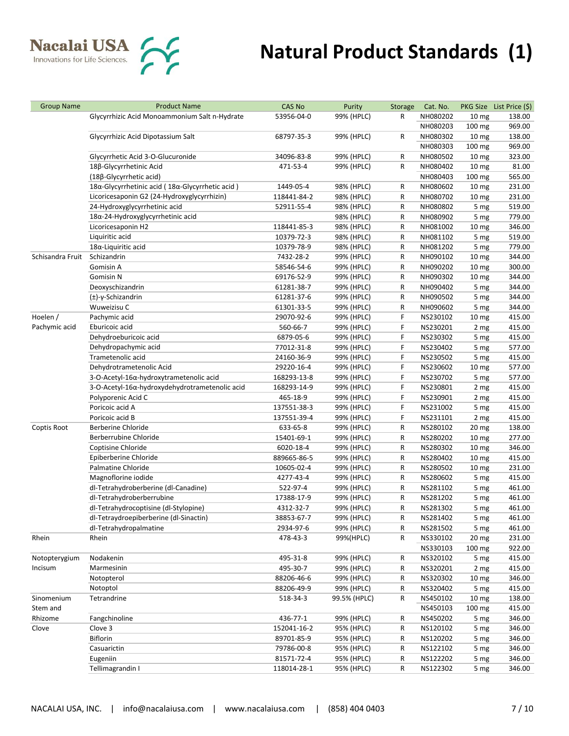# Natural Product Standards (1)

| Group Name | Product Name | CAS No | Purity | Storage | Cat. No. | PKG Size | List Price ($) |
|---|---|---|---|---|---|---|---|
| | Glycyrrhizic Acid Monoammonium Salt n-Hydrate | 53956-04-0 | 99% (HPLC) | R | NH080202 | 10 mg | 138.00 |
| | | | | | NH080203 | 100 mg | 969.00 |
| | Glycyrrhizic Acid Dipotassium Salt | 68797-35-3 | 99% (HPLC) | R | NH080302 | 10 mg | 138.00 |
| | | | | | NH080303 | 100 mg | 969.00 |
| | Glycyrrhetic Acid 3-O-Glucuronide | 34096-83-8 | 99% (HPLC) | R | NH080502 | 10 mg | 323.00 |
| | 18β-Glycyrrhetinic Acid (18β-Glycyrrhetic acid) | 471-53-4 | 99% (HPLC) | R | NH080402 | 10 mg | 81.00 |
| | | | | | NH080403 | 100 mg | 565.00 |
| | 18α-Glycyrrhetinic acid ( 18α-Glycyrrhetic acid ) | 1449-05-4 | 98% (HPLC) | R | NH080602 | 10 mg | 231.00 |
| | Licoricesaponin G2 (24-Hydroxyglycyrrhizin) | 118441-84-2 | 98% (HPLC) | R | NH080702 | 10 mg | 231.00 |
| | 24-Hydroxyglycyrrhetinic acid | 52911-55-4 | 98% (HPLC) | R | NH080802 | 5 mg | 519.00 |
| | 18α-24-Hydroxyglycyrrhetinic acid | | 98% (HPLC) | R | NH080902 | 5 mg | 779.00 |
| | Licoricesaponin H2 | 118441-85-3 | 98% (HPLC) | R | NH081002 | 10 mg | 346.00 |
| | Liquiritic acid | 10379-72-3 | 98% (HPLC) | R | NH081102 | 5 mg | 519.00 |
| | 18α-Liquiritic acid | 10379-78-9 | 98% (HPLC) | R | NH081202 | 5 mg | 779.00 |
| Schisandra Fruit | Schizandrin | 7432-28-2 | 99% (HPLC) | R | NH090102 | 10 mg | 344.00 |
| | Gomisin A | 58546-54-6 | 99% (HPLC) | R | NH090202 | 10 mg | 300.00 |
| | Gomisin N | 69176-52-9 | 99% (HPLC) | R | NH090302 | 10 mg | 344.00 |
| | Deoxyschizandrin | 61281-38-7 | 99% (HPLC) | R | NH090402 | 5 mg | 344.00 |
| | (±)-γ-Schizandrin | 61281-37-6 | 99% (HPLC) | R | NH090502 | 5 mg | 344.00 |
| | Wuweizisu C | 61301-33-5 | 99% (HPLC) | R | NH090602 | 5 mg | 344.00 |
| Hoelen / Pachymic acid | Pachymic acid | 29070-92-6 | 99% (HPLC) | F | NS230102 | 10 mg | 415.00 |
| | Eburicoic acid | 560-66-7 | 99% (HPLC) | F | NS230201 | 2 mg | 415.00 |
| | Dehydroeburicoic acid | 6879-05-6 | 99% (HPLC) | F | NS230302 | 5 mg | 415.00 |
| | Dehydropachymic acid | 77012-31-8 | 99% (HPLC) | F | NS230402 | 5 mg | 577.00 |
| | Trametenolic acid | 24160-36-9 | 99% (HPLC) | F | NS230502 | 5 mg | 415.00 |
| | Dehydrotrametenolic Acid | 29220-16-4 | 99% (HPLC) | F | NS230602 | 10 mg | 577.00 |
| | 3-O-Acetyl-16α-hydroxytrametenolic acid | 168293-13-8 | 99% (HPLC) | F | NS230702 | 5 mg | 577.00 |
| | 3-O-Acetyl-16α-hydroxydehydrotrametenolic acid | 168293-14-9 | 99% (HPLC) | F | NS230801 | 2 mg | 415.00 |
| | Polyporenic Acid C | 465-18-9 | 99% (HPLC) | F | NS230901 | 2 mg | 415.00 |
| | Poricoic acid A | 137551-38-3 | 99% (HPLC) | F | NS231002 | 5 mg | 415.00 |
| | Poricoic acid B | 137551-39-4 | 99% (HPLC) | F | NS231101 | 2 mg | 415.00 |
| Coptis Root | Berberine Chloride | 633-65-8 | 99% (HPLC) | R | NS280102 | 20 mg | 138.00 |
| | Berberrubine Chloride | 15401-69-1 | 99% (HPLC) | R | NS280202 | 10 mg | 277.00 |
| | Coptisine Chloride | 6020-18-4 | 99% (HPLC) | R | NS280302 | 10 mg | 346.00 |
| | Epiberberine Chloride | 889665-86-5 | 99% (HPLC) | R | NS280402 | 10 mg | 415.00 |
| | Palmatine Chloride | 10605-02-4 | 99% (HPLC) | R | NS280502 | 10 mg | 231.00 |
| | Magnoflorine iodide | 4277-43-4 | 99% (HPLC) | R | NS280602 | 5 mg | 415.00 |
| | dl-Tetrahydroberberine (dl-Canadine) | 522-97-4 | 99% (HPLC) | R | NS281102 | 5 mg | 461.00 |
| | dl-Tetrahydroberberrubine | 17388-17-9 | 99% (HPLC) | R | NS281202 | 5 mg | 461.00 |
| | dl-Tetrahydrocoptisine (dl-Stylopine) | 4312-32-7 | 99% (HPLC) | R | NS281302 | 5 mg | 461.00 |
| | dl-Tetraydroepiberberine (dl-Sinactin) | 38853-67-7 | 99% (HPLC) | R | NS281402 | 5 mg | 461.00 |
| | dl-Tetrahydropalmatine | 2934-97-6 | 99% (HPLC) | R | NS281502 | 5 mg | 461.00 |
| Rhein | Rhein | 478-43-3 | 99%(HPLC) | R | NS330102 | 20 mg | 231.00 |
| | | | | | NS330103 | 100 mg | 922.00 |
| Notopterygium Incisum | Nodakenin | 495-31-8 | 99% (HPLC) | R | NS320102 | 5 mg | 415.00 |
| | Marmesinin | 495-30-7 | 99% (HPLC) | R | NS320201 | 2 mg | 415.00 |
| | Notopterol | 88206-46-6 | 99% (HPLC) | R | NS320302 | 10 mg | 346.00 |
| | Notoptol | 88206-49-9 | 99% (HPLC) | R | NS320402 | 5 mg | 415.00 |
| Sinomenium Stem and Rhizome | Tetrandrine | 518-34-3 | 99.5% (HPLC) | R | NS450102 | 10 mg | 138.00 |
| | | | | | NS450103 | 100 mg | 415.00 |
| | Fangchinoline | 436-77-1 | 99% (HPLC) | R | NS450202 | 5 mg | 346.00 |
| Clove | Clove 3 | 152041-16-2 | 95% (HPLC) | R | NS120102 | 5 mg | 346.00 |
| | Biflorin | 89701-85-9 | 95% (HPLC) | R | NS120202 | 5 mg | 346.00 |
| | Casuarictin | 79786-00-8 | 95% (HPLC) | R | NS122102 | 5 mg | 346.00 |
| | Eugeniin | 81571-72-4 | 95% (HPLC) | R | NS122202 | 5 mg | 346.00 |
| | Tellimagrandin I | 118014-28-1 | 95% (HPLC) | R | NS122302 | 5 mg | 346.00 |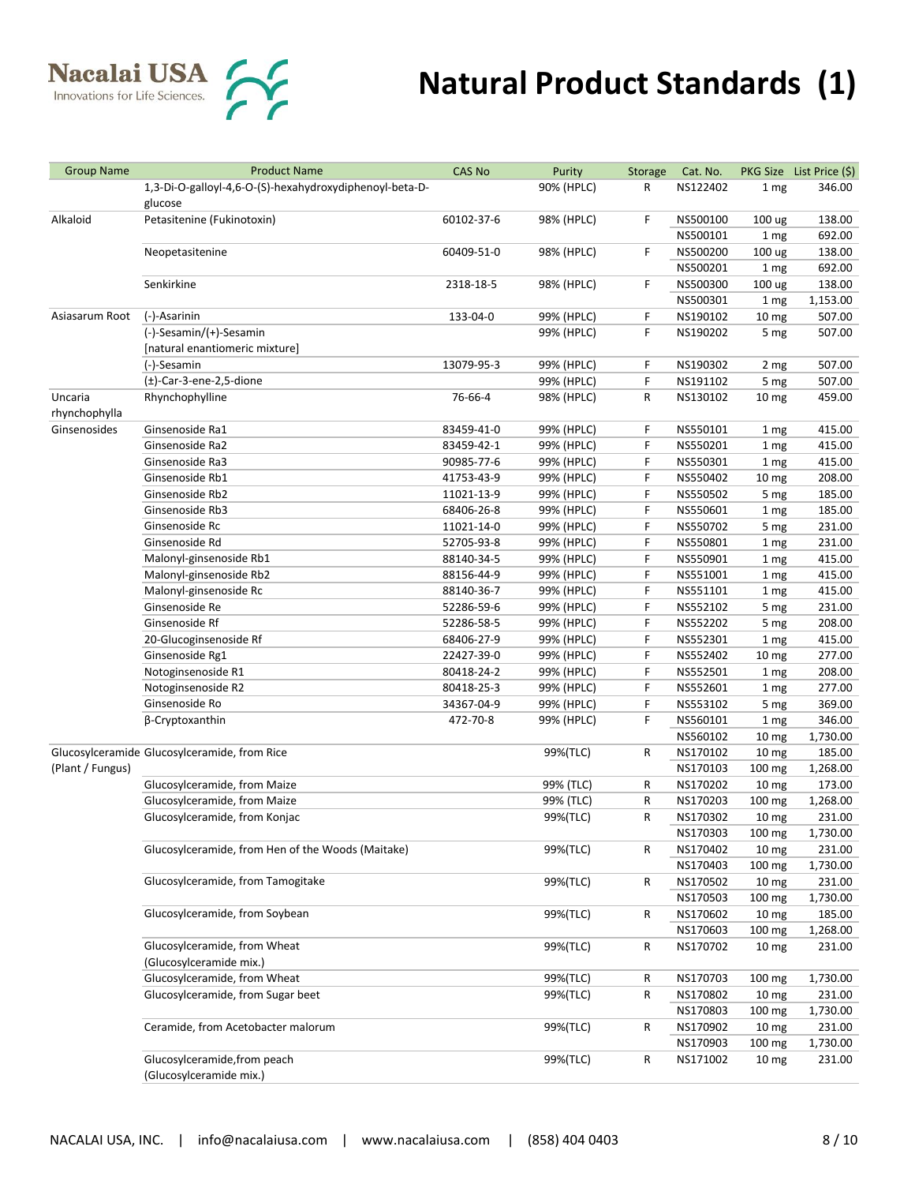# Natural Product Standards (1)

| Group Name | Product Name | CAS No | Purity | Storage | Cat. No. | PKG Size | List Price ($) |
|---|---|---|---|---|---|---|---|
| | 1,3-Di-O-galloyl-4,6-O-(S)-hexahydroxydiphenoyl-beta-D-glucose | | 90% (HPLC) | R | NS122402 | 1 mg | 346.00 |
| Alkaloid | Petasitenine (Fukinotoxin) | 60102-37-6 | 98% (HPLC) | F | NS500100 | 100 ug | 138.00 |
| | | | | | NS500101 | 1 mg | 692.00 |
| | Neopetasitenine | 60409-51-0 | 98% (HPLC) | F | NS500200 | 100 ug | 138.00 |
| | | | | | NS500201 | 1 mg | 692.00 |
| | Senkirkine | 2318-18-5 | 98% (HPLC) | F | NS500300 | 100 ug | 138.00 |
| | | | | | NS500301 | 1 mg | 1,153.00 |
| Asiasarum Root | (-)-Asarinin | 133-04-0 | 99% (HPLC) | F | NS190102 | 10 mg | 507.00 |
| | (-)-Sesamin/(+)-Sesamin [natural enantiomeric mixture] | | 99% (HPLC) | F | NS190202 | 5 mg | 507.00 |
| | (-)-Sesamin | 13079-95-3 | 99% (HPLC) | F | NS190302 | 2 mg | 507.00 |
| | (±)-Car-3-ene-2,5-dione | | 99% (HPLC) | F | NS191102 | 5 mg | 507.00 |
| Uncaria rhynchophylla | Rhynchophylline | 76-66-4 | 98% (HPLC) | R | NS130102 | 10 mg | 459.00 |
| Ginsenosides | Ginsenoside Ra1 | 83459-41-0 | 99% (HPLC) | F | NS550101 | 1 mg | 415.00 |
| | Ginsenoside Ra2 | 83459-42-1 | 99% (HPLC) | F | NS550201 | 1 mg | 415.00 |
| | Ginsenoside Ra3 | 90985-77-6 | 99% (HPLC) | F | NS550301 | 1 mg | 415.00 |
| | Ginsenoside Rb1 | 41753-43-9 | 99% (HPLC) | F | NS550402 | 10 mg | 208.00 |
| | Ginsenoside Rb2 | 11021-13-9 | 99% (HPLC) | F | NS550502 | 5 mg | 185.00 |
| | Ginsenoside Rb3 | 68406-26-8 | 99% (HPLC) | F | NS550601 | 1 mg | 185.00 |
| | Ginsenoside Rc | 11021-14-0 | 99% (HPLC) | F | NS550702 | 5 mg | 231.00 |
| | Ginsenoside Rd | 52705-93-8 | 99% (HPLC) | F | NS550801 | 1 mg | 231.00 |
| | Malonyl-ginsenoside Rb1 | 88140-34-5 | 99% (HPLC) | F | NS550901 | 1 mg | 415.00 |
| | Malonyl-ginsenoside Rb2 | 88156-44-9 | 99% (HPLC) | F | NS551001 | 1 mg | 415.00 |
| | Malonyl-ginsenoside Rc | 88140-36-7 | 99% (HPLC) | F | NS551101 | 1 mg | 415.00 |
| | Ginsenoside Re | 52286-59-6 | 99% (HPLC) | F | NS552102 | 5 mg | 231.00 |
| | Ginsenoside Rf | 52286-58-5 | 99% (HPLC) | F | NS552202 | 5 mg | 208.00 |
| | 20-Glucoginsenoside Rf | 68406-27-9 | 99% (HPLC) | F | NS552301 | 1 mg | 415.00 |
| | Ginsenoside Rg1 | 22427-39-0 | 99% (HPLC) | F | NS552402 | 10 mg | 277.00 |
| | Notoginsenoside R1 | 80418-24-2 | 99% (HPLC) | F | NS552501 | 1 mg | 208.00 |
| | Notoginsenoside R2 | 80418-25-3 | 99% (HPLC) | F | NS552601 | 1 mg | 277.00 |
| | Ginsenoside Ro | 34367-04-9 | 99% (HPLC) | F | NS553102 | 5 mg | 369.00 |
| | β-Cryptoxanthin | 472-70-8 | 99% (HPLC) | F | NS560101 | 1 mg | 346.00 |
| | | | | | NS560102 | 10 mg | 1,730.00 |
| Glucosylceramide (Plant / Fungus) | Glucosylceramide, from Rice | | 99%(TLC) | R | NS170102 | 10 mg | 185.00 |
| | | | | | NS170103 | 100 mg | 1,268.00 |
| | Glucosylceramide, from Maize | | 99% (TLC) | R | NS170202 | 10 mg | 173.00 |
| | Glucosylceramide, from Maize | | 99% (TLC) | R | NS170203 | 100 mg | 1,268.00 |
| | Glucosylceramide, from Konjac | | 99%(TLC) | R | NS170302 | 10 mg | 231.00 |
| | | | | | NS170303 | 100 mg | 1,730.00 |
| | Glucosylceramide, from Hen of the Woods (Maitake) | | 99%(TLC) | R | NS170402 | 10 mg | 231.00 |
| | | | | | NS170403 | 100 mg | 1,730.00 |
| | Glucosylceramide, from Tamogitake | | 99%(TLC) | R | NS170502 | 10 mg | 231.00 |
| | | | | | NS170503 | 100 mg | 1,730.00 |
| | Glucosylceramide, from Soybean | | 99%(TLC) | R | NS170602 | 10 mg | 185.00 |
| | | | | | NS170603 | 100 mg | 1,268.00 |
| | Glucosylceramide, from Wheat (Glucosylceramide mix.) | | 99%(TLC) | R | NS170702 | 10 mg | 231.00 |
| | Glucosylceramide, from Wheat | | 99%(TLC) | R | NS170703 | 100 mg | 1,730.00 |
| | Glucosylceramide, from Sugar beet | | 99%(TLC) | R | NS170802 | 10 mg | 231.00 |
| | | | | | NS170803 | 100 mg | 1,730.00 |
| | Ceramide, from Acetobacter malorum | | 99%(TLC) | R | NS170902 | 10 mg | 231.00 |
| | | | | | NS170903 | 100 mg | 1,730.00 |
| | Glucosylceramide,from peach (Glucosylceramide mix.) | | 99%(TLC) | R | NS171002 | 10 mg | 231.00 |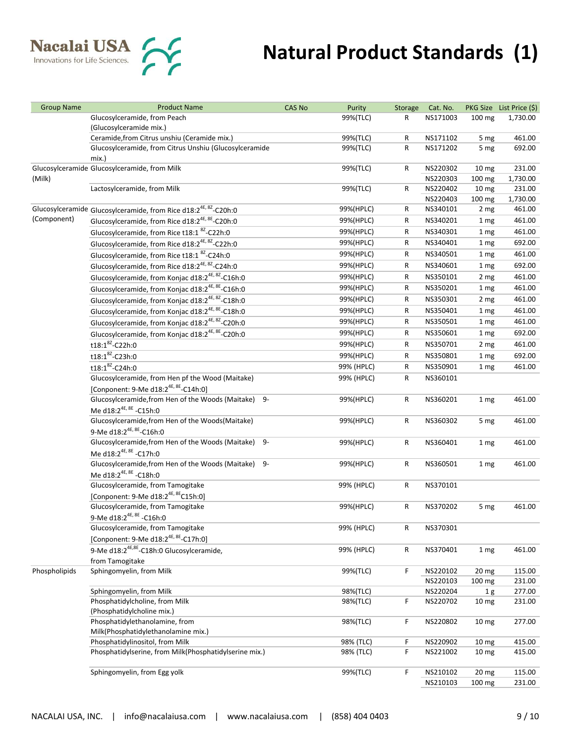# Natural Product Standards (1)

| Group Name | Product Name | CAS No | Purity | Storage | Cat. No. | PKG Size | List Price ($) |
|---|---|---|---|---|---|---|---|
| | Glucosylceramide, from Peach (Glucosylceramide mix.) | | 99%(TLC) | R | NS171003 | 100 mg | 1,730.00 |
| | Ceramide,from Citrus unshiu (Ceramide mix.) | | 99%(TLC) | R | NS171102 | 5 mg | 461.00 |
| | Glucosylceramide, from Citrus Unshiu (Glucosylceramide mix.) | | 99%(TLC) | R | NS171202 | 5 mg | 692.00 |
| Glucosylceramide (Milk) | Glucosylceramide, from Milk | | 99%(TLC) | R | NS220302 | 10 mg | 231.00 |
| | | | | | NS220303 | 100 mg | 1,730.00 |
| | Lactosylceramide, from Milk | | 99%(TLC) | R | NS220402 | 10 mg | 231.00 |
| | | | | | NS220403 | 100 mg | 1,730.00 |
| Glucosylceramide (Component) | Glucosylceramide, from Rice d18:2$^{4E, 8Z}$-C20h:0 | | 99%(HPLC) | R | NS340101 | 2 mg | 461.00 |
| | Glucosylceramide, from Rice d18:2$^{4E, 8E}$-C20h:0 | | 99%(HPLC) | R | NS340201 | 1 mg | 461.00 |
| | Glucosylceramide, from Rice t18:1 $^{8Z}$-C22h:0 | | 99%(HPLC) | R | NS340301 | 1 mg | 461.00 |
| | Glucosylceramide, from Rice d18:2$^{4E, 8Z}$-C22h:0 | | 99%(HPLC) | R | NS340401 | 1 mg | 692.00 |
| | Glucosylceramide, from Rice t18:1 $^{8Z}$-C24h:0 | | 99%(HPLC) | R | NS340501 | 1 mg | 461.00 |
| | Glucosylceramide, from Rice d18:2$^{4E, 8Z}$-C24h:0 | | 99%(HPLC) | R | NS340601 | 1 mg | 692.00 |
| | Glucosylceramide, from Konjac d18:2$^{4E, 8Z}$-C16h:0 | | 99%(HPLC) | R | NS350101 | 2 mg | 461.00 |
| | Glucosylceramide, from Konjac d18:2$^{4E, 8E}$-C16h:0 | | 99%(HPLC) | R | NS350201 | 1 mg | 461.00 |
| | Glucosylceramide, from Konjac d18:2$^{4E, 8Z}$-C18h:0 | | 99%(HPLC) | R | NS350301 | 2 mg | 461.00 |
| | Glucosylceramide, from Konjac d18:2$^{4E, 8E}$-C18h:0 | | 99%(HPLC) | R | NS350401 | 1 mg | 461.00 |
| | Glucosylceramide, from Konjac d18:2$^{4E, 8Z}$-C20h:0 | | 99%(HPLC) | R | NS350501 | 1 mg | 461.00 |
| | Glucosylceramide, from Konjac d18:2$^{4E, 8E}$-C20h:0 | | 99%(HPLC) | R | NS350601 | 1 mg | 692.00 |
| | t18:1$^{8Z}$-C22h:0 | | 99%(HPLC) | R | NS350701 | 2 mg | 461.00 |
| | t18:1$^{8Z}$-C23h:0 | | 99%(HPLC) | R | NS350801 | 1 mg | 692.00 |
| | t18:1$^{8Z}$-C24h:0 | | 99% (HPLC) | R | NS350901 | 1 mg | 461.00 |
| | Glucosylceramide, from Hen pf the Wood (Maitake) [Conponent: 9-Me d18:2$^{4E, 8E}$-C14h:0] | | 99% (HPLC) | R | NS360101 | | |
| | Glucosylceramide,from Hen of the Woods (Maitake) 9-Me d18:2$^{4E, 8E}$ -C15h:0 | | 99%(HPLC) | R | NS360201 | 1 mg | 461.00 |
| | Glucosylceramide,from Hen of the Woods(Maitake) 9-Me d18:2$^{4E, 8E}$-C16h:0 | | 99%(HPLC) | R | NS360302 | 5 mg | 461.00 |
| | Glucosylceramide,from Hen of the Woods (Maitake) 9-Me d18:2$^{4E, 8E}$ -C17h:0 | | 99%(HPLC) | R | NS360401 | 1 mg | 461.00 |
| | Glucosylceramide,from Hen of the Woods (Maitake) 9-Me d18:2$^{4E, 8E}$ -C18h:0 | | 99%(HPLC) | R | NS360501 | 1 mg | 461.00 |
| | Glucosylceramide, from Tamogitake [Conponent: 9-Me d18:2$^{4E, 8E}$C15h:0] | | 99% (HPLC) | R | NS370101 | | |
| | Glucosylceramide, from Tamogitake 9-Me d18:2$^{4E, 8E}$ -C16h:0 | | 99%(HPLC) | R | NS370202 | 5 mg | 461.00 |
| | Glucosylceramide, from Tamogitake [Conponent: 9-Me d18:2$^{4E, 8E}$-C17h:0] | | 99% (HPLC) | R | NS370301 | | |
| | 9-Me d18:2$^{4E,8E}$-C18h:0 Glucosylceramide, from Tamogitake | | 99% (HPLC) | R | NS370401 | 1 mg | 461.00 |
| Phospholipids | Sphingomyelin, from Milk | | 99%(TLC) | F | NS220102 | 20 mg | 115.00 |
| | | | | | NS220103 | 100 mg | 231.00 |
| | Sphingomyelin, from Milk | | 98%(TLC) | | NS220204 | 1 g | 277.00 |
| | Phosphatidylcholine, from Milk (Phosphatidylcholine mix.) | | 98%(TLC) | F | NS220702 | 10 mg | 231.00 |
| | Phosphatidylethanolamine, from Milk(Phosphatidylethanolamine mix.) | | 98%(TLC) | F | NS220802 | 10 mg | 277.00 |
| | Phosphatidylinositol, from Milk | | 98% (TLC) | F | NS220902 | 10 mg | 415.00 |
| | Phosphatidylserine, from Milk(Phosphatidylserine mix.) | | 98% (TLC) | F | NS221002 | 10 mg | 415.00 |
| | Sphingomyelin, from Egg yolk | | 99%(TLC) | F | NS210102 | 20 mg | 115.00 |
| | | | | | NS210103 | 100 mg | 231.00 |

NACALAI USA, INC. | info@nacalaiusa.com | www.nacalaiusa.com | (858) 404 0403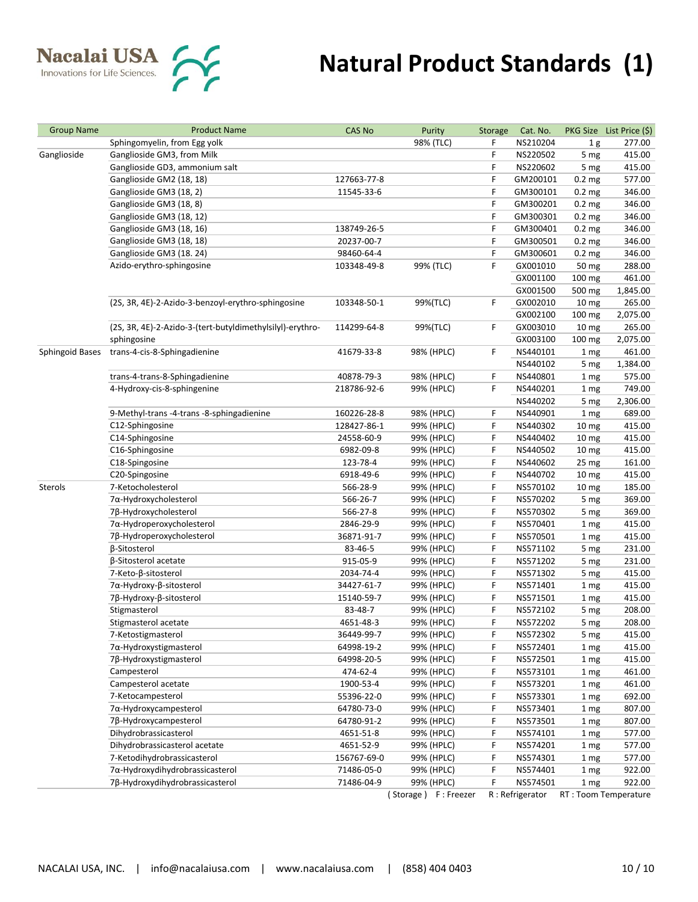# Natural Product Standards (1)

| Group Name | Product Name | CAS No | Purity | Storage | Cat. No. | PKG Size | List Price ($) |
|---|---|---|---|---|---|---|---|
| | Sphingomyelin, from Egg yolk | | 98% (TLC) | F | NS210204 | 1 g | 277.00 |
| Ganglioside | Ganglioside GM3, from Milk | | | F | NS220502 | 5 mg | 415.00 |
| | Ganglioside GD3, ammonium salt | | | F | NS220602 | 5 mg | 415.00 |
| | Ganglioside GM2 (18, 18) | 127663-77-8 | | F | GM200101 | 0.2 mg | 577.00 |
| | Ganglioside GM3 (18, 2) | 11545-33-6 | | F | GM300101 | 0.2 mg | 346.00 |
| | Ganglioside GM3 (18, 8) | | | F | GM300201 | 0.2 mg | 346.00 |
| | Ganglioside GM3 (18, 12) | | | F | GM300301 | 0.2 mg | 346.00 |
| | Ganglioside GM3 (18, 16) | 138749-26-5 | | F | GM300401 | 0.2 mg | 346.00 |
| | Ganglioside GM3 (18, 18) | 20237-00-7 | | F | GM300501 | 0.2 mg | 346.00 |
| | Ganglioside GM3 (18. 24) | 98460-64-4 | | F | GM300601 | 0.2 mg | 346.00 |
| | Azido-erythro-sphingosine | 103348-49-8 | 99% (TLC) | F | GX001010 | 50 mg | 288.00 |
| | | | | | GX001100 | 100 mg | 461.00 |
| | | | | | GX001500 | 500 mg | 1,845.00 |
| | (2S, 3R, 4E)-2-Azido-3-benzoyl-erythro-sphingosine | 103348-50-1 | 99%(TLC) | F | GX002010 | 10 mg | 265.00 |
| | | | | | GX002100 | 100 mg | 2,075.00 |
| | (2S, 3R, 4E)-2-Azido-3-(tert-butyldimethylsilyl)-erythro-sphingosine | 114299-64-8 | 99%(TLC) | F | GX003010 | 10 mg | 265.00 |
| | | | | | GX003100 | 100 mg | 2,075.00 |
| Sphingoid Bases | trans-4-cis-8-Sphingadienine | 41679-33-8 | 98% (HPLC) | F | NS440101 | 1 mg | 461.00 |
| | | | | | NS440102 | 5 mg | 1,384.00 |
| | trans-4-trans-8-Sphingadienine | 40878-79-3 | 98% (HPLC) | F | NS440801 | 1 mg | 575.00 |
| | 4-Hydroxy-cis-8-sphingenine | 218786-92-6 | 99% (HPLC) | F | NS440201 | 1 mg | 749.00 |
| | | | | | NS440202 | 5 mg | 2,306.00 |
| | 9-Methyl-trans -4-trans -8-sphingadienine | 160226-28-8 | 98% (HPLC) | F | NS440901 | 1 mg | 689.00 |
| | C12-Sphingosine | 128427-86-1 | 99% (HPLC) | F | NS440302 | 10 mg | 415.00 |
| | C14-Sphingosine | 24558-60-9 | 99% (HPLC) | F | NS440402 | 10 mg | 415.00 |
| | C16-Sphingosine | 6982-09-8 | 99% (HPLC) | F | NS440502 | 10 mg | 415.00 |
| | C18-Spingosine | 123-78-4 | 99% (HPLC) | F | NS440602 | 25 mg | 161.00 |
| | C20-Spingosine | 6918-49-6 | 99% (HPLC) | F | NS440702 | 10 mg | 415.00 |
| Sterols | 7-Ketocholesterol | 566-28-9 | 99% (HPLC) | F | NS570102 | 10 mg | 185.00 |
| | 7α-Hydroxycholesterol | 566-26-7 | 99% (HPLC) | F | NS570202 | 5 mg | 369.00 |
| | 7β-Hydroxycholesterol | 566-27-8 | 99% (HPLC) | F | NS570302 | 5 mg | 369.00 |
| | 7α-Hydroperoxycholesterol | 2846-29-9 | 99% (HPLC) | F | NS570401 | 1 mg | 415.00 |
| | 7β-Hydroperoxycholesterol | 36871-91-7 | 99% (HPLC) | F | NS570501 | 1 mg | 415.00 |
| | β-Sitosterol | 83-46-5 | 99% (HPLC) | F | NS571102 | 5 mg | 231.00 |
| | β-Sitosterol acetate | 915-05-9 | 99% (HPLC) | F | NS571202 | 5 mg | 231.00 |
| | 7-Keto-β-sitosterol | 2034-74-4 | 99% (HPLC) | F | NS571302 | 5 mg | 415.00 |
| | 7α-Hydroxy-β-sitosterol | 34427-61-7 | 99% (HPLC) | F | NS571401 | 1 mg | 415.00 |
| | 7β-Hydroxy-β-sitosterol | 15140-59-7 | 99% (HPLC) | F | NS571501 | 1 mg | 415.00 |
| | Stigmasterol | 83-48-7 | 99% (HPLC) | F | NS572102 | 5 mg | 208.00 |
| | Stigmasterol acetate | 4651-48-3 | 99% (HPLC) | F | NS572202 | 5 mg | 208.00 |
| | 7-Ketostigmasterol | 36449-99-7 | 99% (HPLC) | F | NS572302 | 5 mg | 415.00 |
| | 7α-Hydroxystigmasterol | 64998-19-2 | 99% (HPLC) | F | NS572401 | 1 mg | 415.00 |
| | 7β-Hydroxystigmasterol | 64998-20-5 | 99% (HPLC) | F | NS572501 | 1 mg | 415.00 |
| | Campesterol | 474-62-4 | 99% (HPLC) | F | NS573101 | 1 mg | 461.00 |
| | Campesterol acetate | 1900-53-4 | 99% (HPLC) | F | NS573201 | 1 mg | 461.00 |
| | 7-Ketocampesterol | 55396-22-0 | 99% (HPLC) | F | NS573301 | 1 mg | 692.00 |
| | 7α-Hydroxycampesterol | 64780-73-0 | 99% (HPLC) | F | NS573401 | 1 mg | 807.00 |
| | 7β-Hydroxycampesterol | 64780-91-2 | 99% (HPLC) | F | NS573501 | 1 mg | 807.00 |
| | Dihydrobrassicasterol | 4651-51-8 | 99% (HPLC) | F | NS574101 | 1 mg | 577.00 |
| | Dihydrobrassicasterol acetate | 4651-52-9 | 99% (HPLC) | F | NS574201 | 1 mg | 577.00 |
| | 7-Ketodihydrobrassicasterol | 156767-69-0 | 99% (HPLC) | F | NS574301 | 1 mg | 577.00 |
| | 7α-Hydroxydihydrobrassicasterol | 71486-05-0 | 99% (HPLC) | F | NS574401 | 1 mg | 922.00 |
| | 7β-Hydroxydihydrobrassicasterol | 71486-04-9 | 99% (HPLC) | F | NS574501 | 1 mg | 922.00 |

( Storage ) F : Freezer R : Refrigerator RT : Toom Temperature

NACALAI USA, INC. | info@nacalaiusa.com | www.nacalaiusa.com | (858) 404 0403